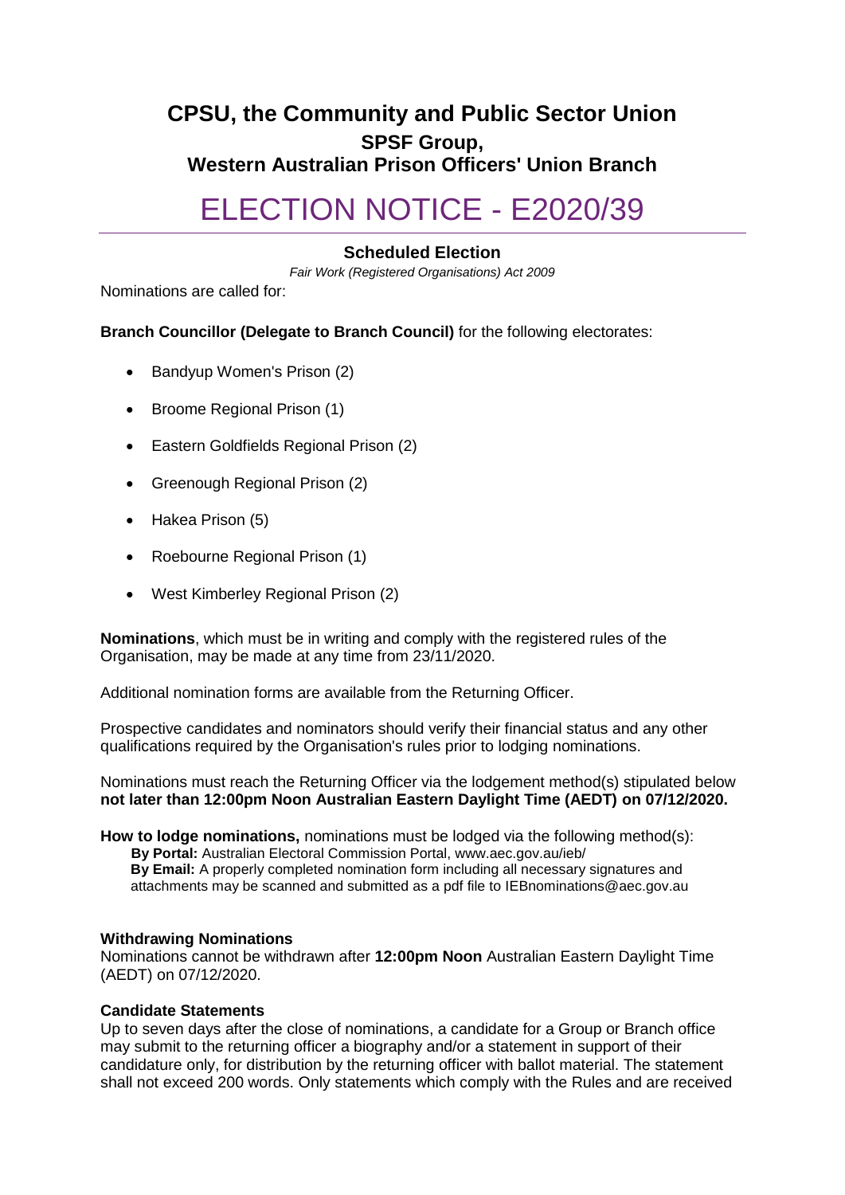# CPSU, the Community and Public Sector Union

## SPSF Group,

## Western Australian Prison Officers' Union Branch

# ELECTION NOTICE - E2020/39

### Scheduled Election

*Fair Work (Registered Organisations) Act 2009*

Nominations are called for:

**Branch Councillor (Delegate to Branch Council)** for the following electorates:

- Bandyup Women's Prison (2)
- Broome Regional Prison (1)
- Eastern Goldfields Regional Prison (2)
- Greenough Regional Prison (2)
- Hakea Prison (5)
- Roebourne Regional Prison (1)
- West Kimberley Regional Prison (2)

**Nominations**, which must be in writing and comply with the registered rules of the Organisation, may be made at any time from 23/11/2020.

Additional nomination forms are available from the Returning Officer.

Prospective candidates and nominators should verify their financial status and any other qualifications required by the Organisation's rules prior to lodging nominations.

Nominations must reach the Returning Officer via the lodgement method(s) stipulated below **not later than 12:00pm Noon Australian Eastern Daylight Time (AEDT) on 07/12/2020.**

**How to lodge nominations,** nominations must be lodged via the following method(s):

**By Portal:** Australian Electoral Commission Portal, www.aec.gov.au/ieb/

**By Email:** A properly completed nomination form including all necessary signatures and attachments may be scanned and submitted as a pdf file to IEBnominations@aec.gov.au

**Withdrawing Nominations**

Nominations cannot be withdrawn after **12:00pm Noon** Australian Eastern Daylight Time (AEDT) on 07/12/2020.

**Candidate Statements**

Up to seven days after the close of nominations, a candidate for a Group or Branch office may submit to the returning officer a biography and/or a statement in support of their candidature only, for distribution by the returning officer with ballot material. The statement shall not exceed 200 words. Only statements which comply with the Rules and are received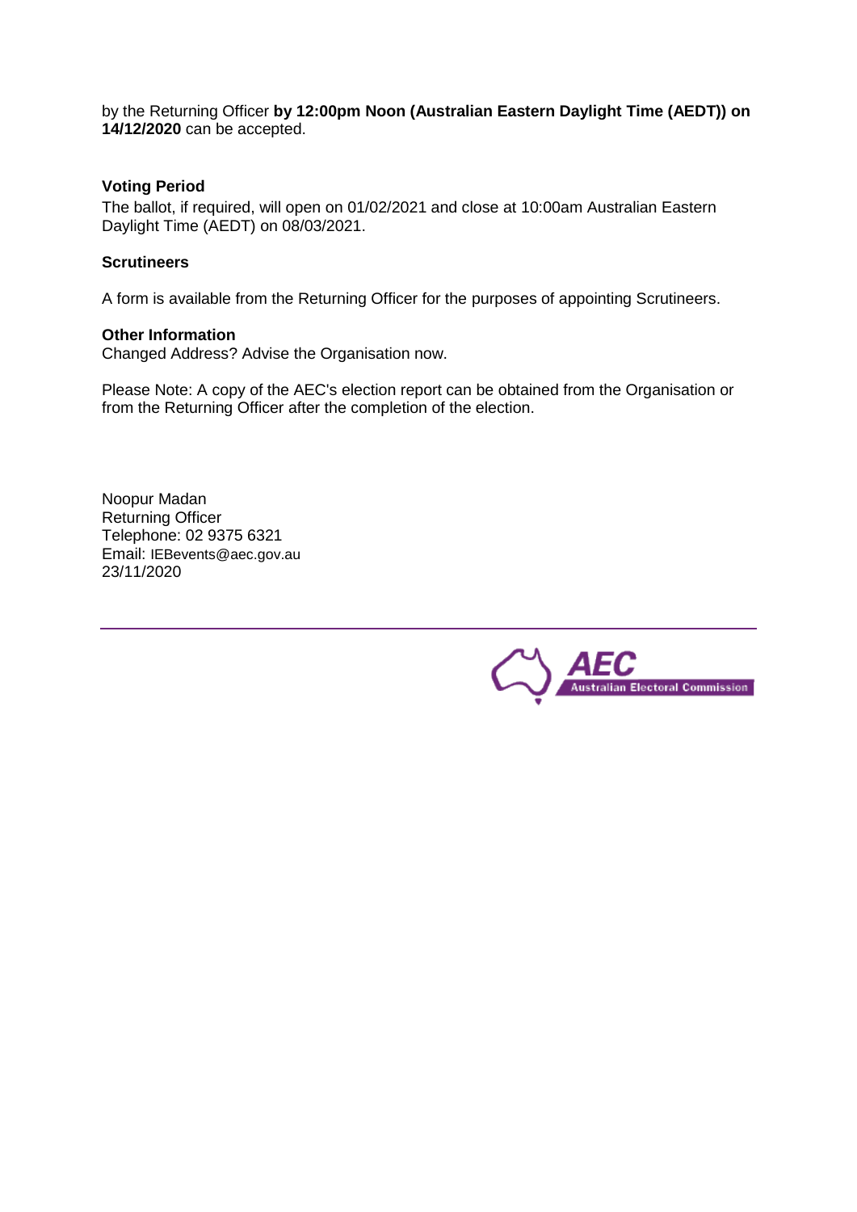by the Returning Officer **by 12:00pm Noon (Australian Eastern Daylight Time (AEDT)) on 14/12/2020** can be accepted.

**Voting Period**

The ballot, if required, will open on 01/02/2021 and close at 10:00am Australian Eastern Daylight Time (AEDT) on 08/03/2021.

**Scrutineers**

A form is available from the Returning Officer for the purposes of appointing Scrutineers.

**Other Information**

Changed Address? Advise the Organisation now.

Please Note: A copy of the AEC's election report can be obtained from the Organisation or from the Returning Officer after the completion of the election.

Noopur Madan
Returning Officer
Telephone: 02 9375 6321
Email: IEBevents@aec.gov.au
23/11/2020

AEC Australian Electoral Commission